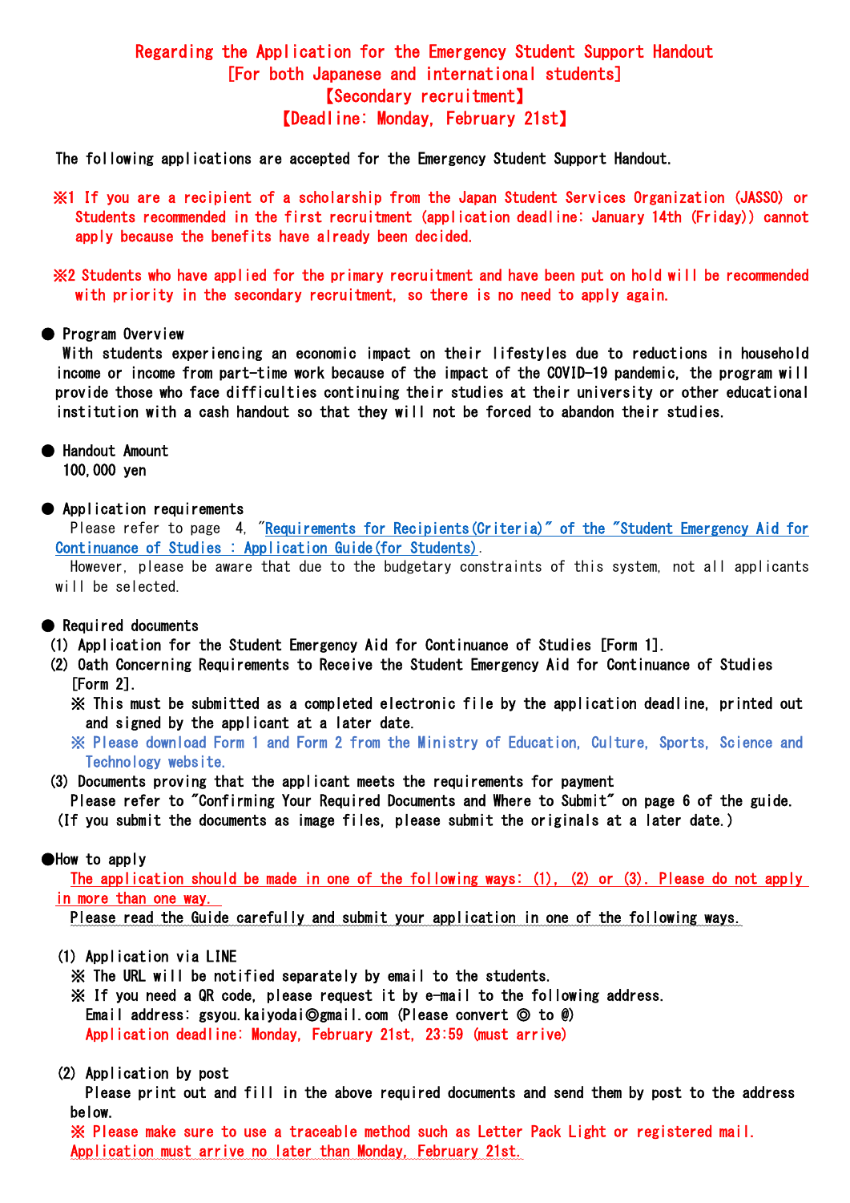# Regarding the Application for the Emergency Student Support Handout
## [For both Japanese and international students]
## 【Secondary recruitment】
## 【Deadline: Monday, February 21st】

The following applications are accepted for the Emergency Student Support Handout.

※1 If you are a recipient of a scholarship from the Japan Student Services Organization (JASSO) or Students recommended in the first recruitment (application deadline: January 14th (Friday)) cannot apply because the benefits have already been decided.

※2 Students who have applied for the primary recruitment and have been put on hold will be recommended with priority in the secondary recruitment, so there is no need to apply again.

### ● Program Overview

With students experiencing an economic impact on their lifestyles due to reductions in household income or income from part-time work because of the impact of the COVID-19 pandemic, the program will provide those who face difficulties continuing their studies at their university or other educational institution with a cash handout so that they will not be forced to abandon their studies.

### ● Handout Amount

100,000 yen

### ● Application requirements

Please refer to page 4, "Requirements for Recipients(Criteria)" of the "Student Emergency Aid for Continuance of Studies : Application Guide(for Students).

However, please be aware that due to the budgetary constraints of this system, not all applicants will be selected.

### ● Required documents

(1) Application for the Student Emergency Aid for Continuance of Studies [Form 1].

(2) Oath Concerning Requirements to Receive the Student Emergency Aid for Continuance of Studies [Form 2].

※ This must be submitted as a completed electronic file by the application deadline, printed out and signed by the applicant at a later date.

※ Please download Form 1 and Form 2 from the Ministry of Education, Culture, Sports, Science and Technology website.

(3) Documents proving that the applicant meets the requirements for payment

Please refer to "Confirming Your Required Documents and Where to Submit" on page 6 of the guide.

(If you submit the documents as image files, please submit the originals at a later date.)

### ●How to apply

The application should be made in one of the following ways: (1), (2) or (3). Please do not apply in more than one way.

Please read the Guide carefully and submit your application in one of the following ways.

(1) Application via LINE

※ The URL will be notified separately by email to the students.

※ If you need a QR code, please request it by e-mail to the following address.

Email address: gsyou.kaiyodai◎gmail.com (Please convert ◎ to @)

Application deadline: Monday, February 21st, 23:59 (must arrive)

(2) Application by post

Please print out and fill in the above required documents and send them by post to the address below.

※ Please make sure to use a traceable method such as Letter Pack Light or registered mail. Application must arrive no later than Monday, February 21st.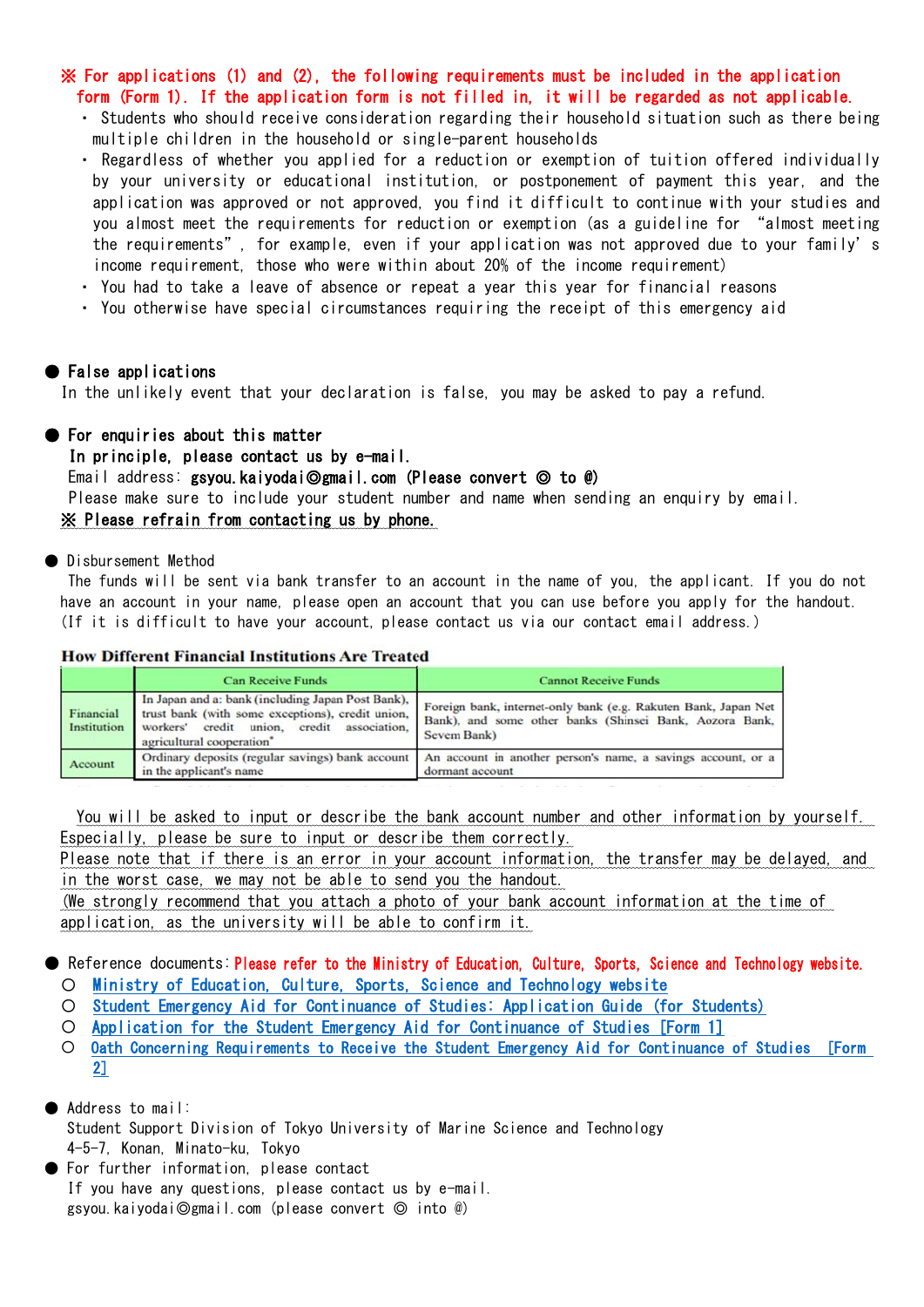※ For applications (1) and (2), the following requirements must be included in the application form (Form 1). If the application form is not filled in, it will be regarded as not applicable.

- Students who should receive consideration regarding their household situation such as there being multiple children in the household or single-parent households
- Regardless of whether you applied for a reduction or exemption of tuition offered individually by your university or educational institution, or postponement of payment this year, and the application was approved or not approved, you find it difficult to continue with your studies and you almost meet the requirements for reduction or exemption (as a guideline for "almost meeting the requirements", for example, even if your application was not approved due to your family's income requirement, those who were within about 20% of the income requirement)
- You had to take a leave of absence or repeat a year this year for financial reasons
- You otherwise have special circumstances requiring the receipt of this emergency aid

● **False applications**

In the unlikely event that your declaration is false, you may be asked to pay a refund.

● **For enquiries about this matter**

**In principle, please contact us by e-mail.**

Email address: **gsyou.kaiyodai◎gmail.com (Please convert ◎ to @)**

Please make sure to include your student number and name when sending an enquiry by email.

**※ Please refrain from contacting us by phone.**

● Disbursement Method

The funds will be sent via bank transfer to an account in the name of you, the applicant. If you do not have an account in your name, please open an account that you can use before you apply for the handout. (If it is difficult to have your account, please contact us via our contact email address.)

**How Different Financial Institutions Are Treated**

| | Can Receive Funds | Cannot Receive Funds |
|---|---|---|
| Financial Institution | In Japan and a: bank (including Japan Post Bank), trust bank (with some exceptions), credit union, workers' credit union, credit association, agricultural cooperation* | Foreign bank, internet-only bank (e.g. Rakuten Bank, Japan Net Bank), and some other banks (Shinsei Bank, Aozora Bank, Sevem Bank) |
| Account | Ordinary deposits (regular savings) bank account in the applicant's name | An account in another person's name, a savings account, or a dormant account |

You will be asked to input or describe the bank account number and other information by yourself. Especially, please be sure to input or describe them correctly.
Please note that if there is an error in your account information, the transfer may be delayed, and in the worst case, we may not be able to send you the handout.
(We strongly recommend that you attach a photo of your bank account information at the time of application, as the university will be able to confirm it.

● Reference documents: Please refer to the Ministry of Education, Culture, Sports, Science and Technology website.

○ Ministry of Education, Culture, Sports, Science and Technology website
○ Student Emergency Aid for Continuance of Studies: Application Guide (for Students)
○ Application for the Student Emergency Aid for Continuance of Studies [Form 1]
○ Oath Concerning Requirements to Receive the Student Emergency Aid for Continuance of Studies [Form 2]

● Address to mail:

Student Support Division of Tokyo University of Marine Science and Technology
4-5-7, Konan, Minato-ku, Tokyo

● For further information, please contact

If you have any questions, please contact us by e-mail.
gsyou.kaiyodai◎gmail.com (please convert ◎ into @)